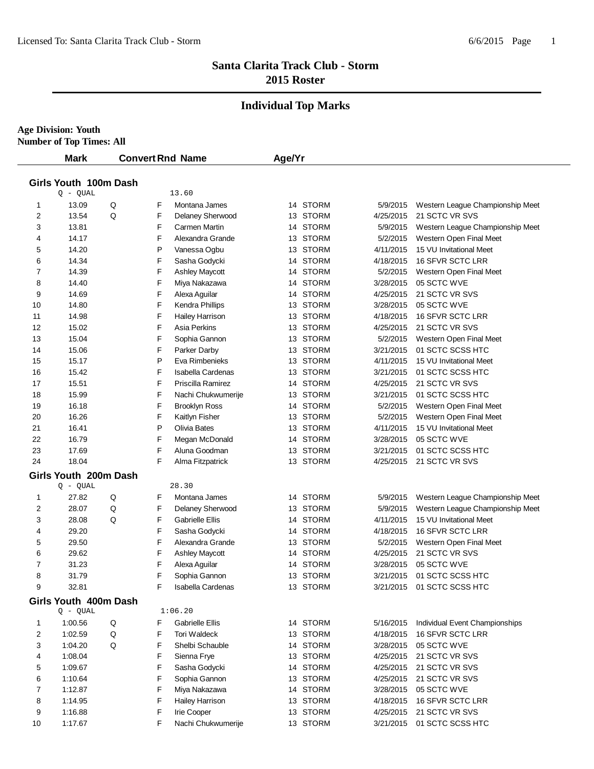# Santa Clarita Track Club - Storm
## 2015 Roster

## Individual Top Marks

**Age Division: Youth**
**Number of Top Times: All**

### Girls Youth 100m Dash

Q - QUAL 13.60

| | Mark | Convert | Rnd | Name | Age/Yr | Team | Date | Meet |
|---|---|---|---|---|---|---|---|---|
| 1 | 13.09 | Q | F | Montana James | 14 | STORM | 5/9/2015 | Western League Championship Meet |
| 2 | 13.54 | Q | F | Delaney Sherwood | 13 | STORM | 4/25/2015 | 21 SCTC VR SVS |
| 3 | 13.81 | | F | Carmen Martin | 14 | STORM | 5/9/2015 | Western League Championship Meet |
| 4 | 14.17 | | F | Alexandra Grande | 13 | STORM | 5/2/2015 | Western Open Final Meet |
| 5 | 14.20 | | P | Vanessa Ogbu | 13 | STORM | 4/11/2015 | 15 VU Invitational Meet |
| 6 | 14.34 | | F | Sasha Godycki | 14 | STORM | 4/18/2015 | 16 SFVR SCTC LRR |
| 7 | 14.39 | | F | Ashley Maycott | 14 | STORM | 5/2/2015 | Western Open Final Meet |
| 8 | 14.40 | | F | Miya Nakazawa | 14 | STORM | 3/28/2015 | 05 SCTC WVE |
| 9 | 14.69 | | F | Alexa Aguilar | 14 | STORM | 4/25/2015 | 21 SCTC VR SVS |
| 10 | 14.80 | | F | Kendra Phillips | 13 | STORM | 3/28/2015 | 05 SCTC WVE |
| 11 | 14.98 | | F | Hailey Harrison | 13 | STORM | 4/18/2015 | 16 SFVR SCTC LRR |
| 12 | 15.02 | | F | Asia Perkins | 13 | STORM | 4/25/2015 | 21 SCTC VR SVS |
| 13 | 15.04 | | F | Sophia Gannon | 13 | STORM | 5/2/2015 | Western Open Final Meet |
| 14 | 15.06 | | F | Parker Darby | 13 | STORM | 3/21/2015 | 01 SCTC SCSS HTC |
| 15 | 15.17 | | P | Eva Rimbenieks | 13 | STORM | 4/11/2015 | 15 VU Invitational Meet |
| 16 | 15.42 | | F | Isabella Cardenas | 13 | STORM | 3/21/2015 | 01 SCTC SCSS HTC |
| 17 | 15.51 | | F | Priscilla Ramirez | 14 | STORM | 4/25/2015 | 21 SCTC VR SVS |
| 18 | 15.99 | | F | Nachi Chukwumerije | 13 | STORM | 3/21/2015 | 01 SCTC SCSS HTC |
| 19 | 16.18 | | F | Brooklyn Ross | 14 | STORM | 5/2/2015 | Western Open Final Meet |
| 20 | 16.26 | | F | Kaitlyn Fisher | 13 | STORM | 5/2/2015 | Western Open Final Meet |
| 21 | 16.41 | | P | Olivia Bates | 13 | STORM | 4/11/2015 | 15 VU Invitational Meet |
| 22 | 16.79 | | F | Megan McDonald | 14 | STORM | 3/28/2015 | 05 SCTC WVE |
| 23 | 17.69 | | F | Aluna Goodman | 13 | STORM | 3/21/2015 | 01 SCTC SCSS HTC |
| 24 | 18.04 | | F | Alma Fitzpatrick | 13 | STORM | 4/25/2015 | 21 SCTC VR SVS |

### Girls Youth 200m Dash

Q - QUAL 28.30

| | Mark | Convert | Rnd | Name | Age/Yr | Team | Date | Meet |
|---|---|---|---|---|---|---|---|---|
| 1 | 27.82 | Q | F | Montana James | 14 | STORM | 5/9/2015 | Western League Championship Meet |
| 2 | 28.07 | Q | F | Delaney Sherwood | 13 | STORM | 5/9/2015 | Western League Championship Meet |
| 3 | 28.08 | Q | F | Gabrielle Ellis | 14 | STORM | 4/11/2015 | 15 VU Invitational Meet |
| 4 | 29.20 | | F | Sasha Godycki | 14 | STORM | 4/18/2015 | 16 SFVR SCTC LRR |
| 5 | 29.50 | | F | Alexandra Grande | 13 | STORM | 5/2/2015 | Western Open Final Meet |
| 6 | 29.62 | | F | Ashley Maycott | 14 | STORM | 4/25/2015 | 21 SCTC VR SVS |
| 7 | 31.23 | | F | Alexa Aguilar | 14 | STORM | 3/28/2015 | 05 SCTC WVE |
| 8 | 31.79 | | F | Sophia Gannon | 13 | STORM | 3/21/2015 | 01 SCTC SCSS HTC |
| 9 | 32.81 | | F | Isabella Cardenas | 13 | STORM | 3/21/2015 | 01 SCTC SCSS HTC |

### Girls Youth 400m Dash

Q - QUAL 1:06.20

| | Mark | Convert | Rnd | Name | Age/Yr | Team | Date | Meet |
|---|---|---|---|---|---|---|---|---|
| 1 | 1:00.56 | Q | F | Gabrielle Ellis | 14 | STORM | 5/16/2015 | Individual Event Championships |
| 2 | 1:02.59 | Q | F | Tori Waldeck | 13 | STORM | 4/18/2015 | 16 SFVR SCTC LRR |
| 3 | 1:04.20 | Q | F | Shelbi Schauble | 14 | STORM | 3/28/2015 | 05 SCTC WVE |
| 4 | 1:08.04 | | F | Sienna Frye | 13 | STORM | 4/25/2015 | 21 SCTC VR SVS |
| 5 | 1:09.67 | | F | Sasha Godycki | 14 | STORM | 4/25/2015 | 21 SCTC VR SVS |
| 6 | 1:10.64 | | F | Sophia Gannon | 13 | STORM | 4/25/2015 | 21 SCTC VR SVS |
| 7 | 1:12.87 | | F | Miya Nakazawa | 14 | STORM | 3/28/2015 | 05 SCTC WVE |
| 8 | 1:14.95 | | F | Hailey Harrison | 13 | STORM | 4/18/2015 | 16 SFVR SCTC LRR |
| 9 | 1:16.88 | | F | Irie Cooper | 13 | STORM | 4/25/2015 | 21 SCTC VR SVS |
| 10 | 1:17.67 | | F | Nachi Chukwumerije | 13 | STORM | 3/21/2015 | 01 SCTC SCSS HTC |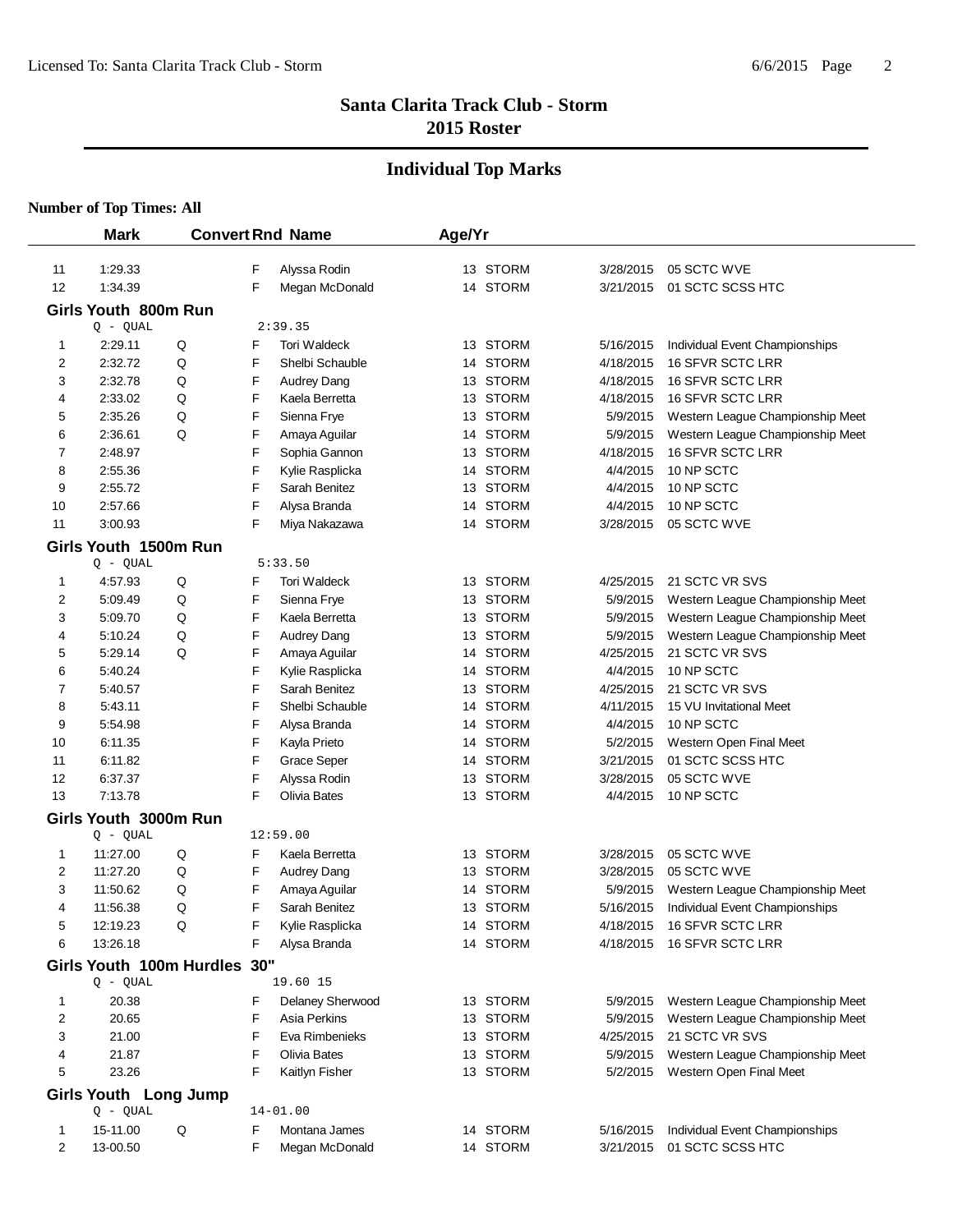# Santa Clarita Track Club - Storm
## 2015 Roster

## Individual Top Marks

**Number of Top Times: All**

| | Mark | Convert | Rnd | Name | Age/Yr | | Date | Meet |
|---|---|---|---|---|---|---|---|---|
| 11 | 1:29.33 | | F | Alyssa Rodin | 13 | STORM | 3/28/2015 | 05 SCTC WVE |
| 12 | 1:34.39 | | F | Megan McDonald | 14 | STORM | 3/21/2015 | 01 SCTC SCSS HTC |

### Girls Youth 800m Run

Q - QUAL 2:39.35

| | Mark | Convert | Rnd | Name | Age/Yr | | Date | Meet |
|---|---|---|---|---|---|---|---|---|
| 1 | 2:29.11 | Q | F | Tori Waldeck | 13 | STORM | 5/16/2015 | Individual Event Championships |
| 2 | 2:32.72 | Q | F | Shelbi Schauble | 14 | STORM | 4/18/2015 | 16 SFVR SCTC LRR |
| 3 | 2:32.78 | Q | F | Audrey Dang | 13 | STORM | 4/18/2015 | 16 SFVR SCTC LRR |
| 4 | 2:33.02 | Q | F | Kaela Berretta | 13 | STORM | 4/18/2015 | 16 SFVR SCTC LRR |
| 5 | 2:35.26 | Q | F | Sienna Frye | 13 | STORM | 5/9/2015 | Western League Championship Meet |
| 6 | 2:36.61 | Q | F | Amaya Aguilar | 14 | STORM | 5/9/2015 | Western League Championship Meet |
| 7 | 2:48.97 | | F | Sophia Gannon | 13 | STORM | 4/18/2015 | 16 SFVR SCTC LRR |
| 8 | 2:55.36 | | F | Kylie Rasplicka | 14 | STORM | 4/4/2015 | 10 NP SCTC |
| 9 | 2:55.72 | | F | Sarah Benitez | 13 | STORM | 4/4/2015 | 10 NP SCTC |
| 10 | 2:57.66 | | F | Alysa Branda | 14 | STORM | 4/4/2015 | 10 NP SCTC |
| 11 | 3:00.93 | | F | Miya Nakazawa | 14 | STORM | 3/28/2015 | 05 SCTC WVE |

### Girls Youth 1500m Run

Q - QUAL 5:33.50

| | Mark | Convert | Rnd | Name | Age/Yr | | Date | Meet |
|---|---|---|---|---|---|---|---|---|
| 1 | 4:57.93 | Q | F | Tori Waldeck | 13 | STORM | 4/25/2015 | 21 SCTC VR SVS |
| 2 | 5:09.49 | Q | F | Sienna Frye | 13 | STORM | 5/9/2015 | Western League Championship Meet |
| 3 | 5:09.70 | Q | F | Kaela Berretta | 13 | STORM | 5/9/2015 | Western League Championship Meet |
| 4 | 5:10.24 | Q | F | Audrey Dang | 13 | STORM | 5/9/2015 | Western League Championship Meet |
| 5 | 5:29.14 | Q | F | Amaya Aguilar | 14 | STORM | 4/25/2015 | 21 SCTC VR SVS |
| 6 | 5:40.24 | | F | Kylie Rasplicka | 14 | STORM | 4/4/2015 | 10 NP SCTC |
| 7 | 5:40.57 | | F | Sarah Benitez | 13 | STORM | 4/25/2015 | 21 SCTC VR SVS |
| 8 | 5:43.11 | | F | Shelbi Schauble | 14 | STORM | 4/11/2015 | 15 VU Invitational Meet |
| 9 | 5:54.98 | | F | Alysa Branda | 14 | STORM | 4/4/2015 | 10 NP SCTC |
| 10 | 6:11.35 | | F | Kayla Prieto | 14 | STORM | 5/2/2015 | Western Open Final Meet |
| 11 | 6:11.82 | | F | Grace Seper | 14 | STORM | 3/21/2015 | 01 SCTC SCSS HTC |
| 12 | 6:37.37 | | F | Alyssa Rodin | 13 | STORM | 3/28/2015 | 05 SCTC WVE |
| 13 | 7:13.78 | | F | Olivia Bates | 13 | STORM | 4/4/2015 | 10 NP SCTC |

### Girls Youth 3000m Run

Q - QUAL 12:59.00

| | Mark | Convert | Rnd | Name | Age/Yr | | Date | Meet |
|---|---|---|---|---|---|---|---|---|
| 1 | 11:27.00 | Q | F | Kaela Berretta | 13 | STORM | 3/28/2015 | 05 SCTC WVE |
| 2 | 11:27.20 | Q | F | Audrey Dang | 13 | STORM | 3/28/2015 | 05 SCTC WVE |
| 3 | 11:50.62 | Q | F | Amaya Aguilar | 14 | STORM | 5/9/2015 | Western League Championship Meet |
| 4 | 11:56.38 | Q | F | Sarah Benitez | 13 | STORM | 5/16/2015 | Individual Event Championships |
| 5 | 12:19.23 | Q | F | Kylie Rasplicka | 14 | STORM | 4/18/2015 | 16 SFVR SCTC LRR |
| 6 | 13:26.18 | | F | Alysa Branda | 14 | STORM | 4/18/2015 | 16 SFVR SCTC LRR |

### Girls Youth 100m Hurdles 30"

Q - QUAL 19.60 15

| | Mark | Convert | Rnd | Name | Age/Yr | | Date | Meet |
|---|---|---|---|---|---|---|---|---|
| 1 | 20.38 | | F | Delaney Sherwood | 13 | STORM | 5/9/2015 | Western League Championship Meet |
| 2 | 20.65 | | F | Asia Perkins | 13 | STORM | 5/9/2015 | Western League Championship Meet |
| 3 | 21.00 | | F | Eva Rimbenieks | 13 | STORM | 4/25/2015 | 21 SCTC VR SVS |
| 4 | 21.87 | | F | Olivia Bates | 13 | STORM | 5/9/2015 | Western League Championship Meet |
| 5 | 23.26 | | F | Kaitlyn Fisher | 13 | STORM | 5/2/2015 | Western Open Final Meet |

### Girls Youth Long Jump

Q - QUAL 14-01.00

| | Mark | Convert | Rnd | Name | Age/Yr | | Date | Meet |
|---|---|---|---|---|---|---|---|---|
| 1 | 15-11.00 | Q | F | Montana James | 14 | STORM | 5/16/2015 | Individual Event Championships |
| 2 | 13-00.50 | | F | Megan McDonald | 14 | STORM | 3/21/2015 | 01 SCTC SCSS HTC |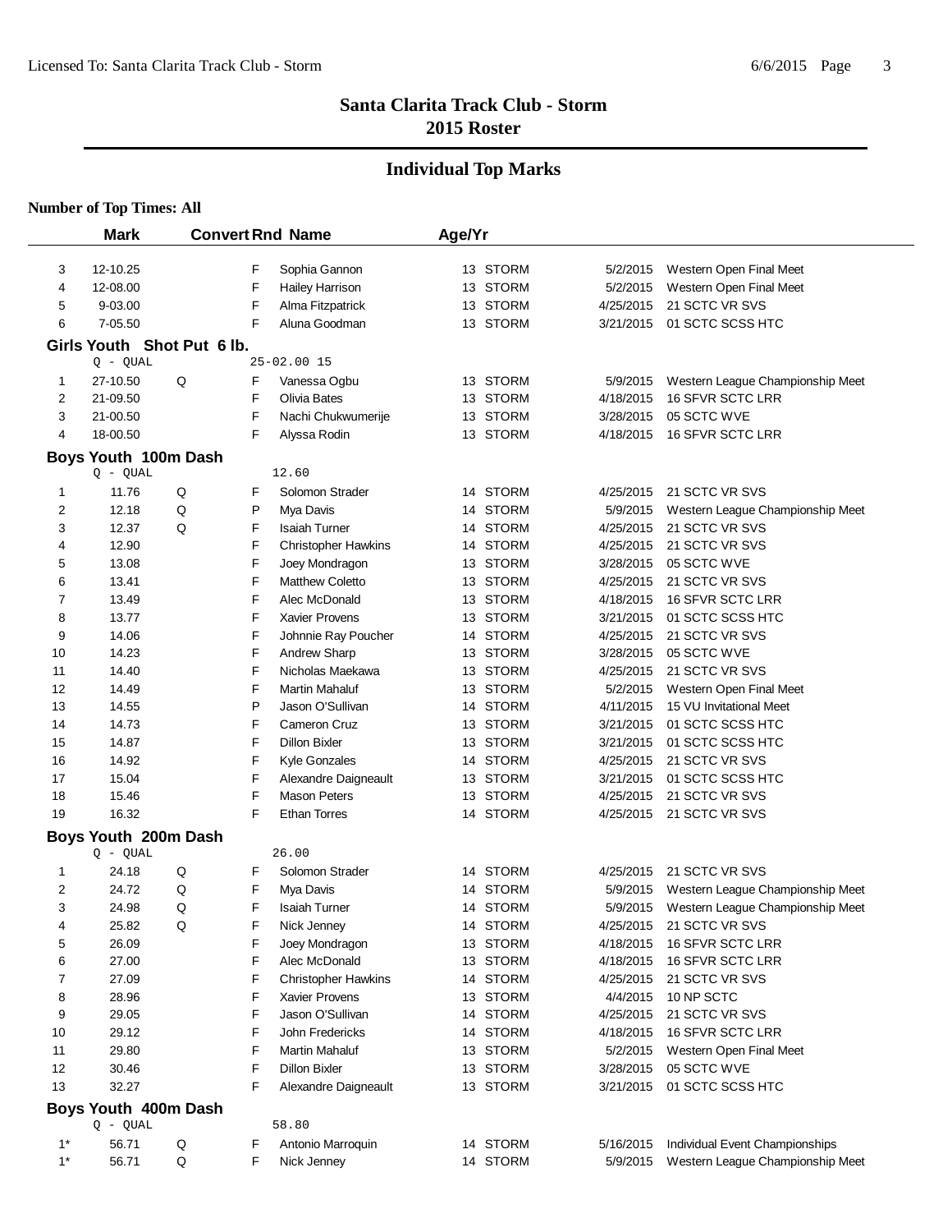# Santa Clarita Track Club - Storm
## 2015 Roster

## Individual Top Marks

**Number of Top Times: All**

| | Mark | Convert | Rnd | Name | Age/Yr | | Date | Meet |
|---|---|---|---|---|---|---|---|---|
| 3 | 12-10.25 | | F | Sophia Gannon | 13 | STORM | 5/2/2015 | Western Open Final Meet |
| 4 | 12-08.00 | | F | Hailey Harrison | 13 | STORM | 5/2/2015 | Western Open Final Meet |
| 5 | 9-03.00 | | F | Alma Fitzpatrick | 13 | STORM | 4/25/2015 | 21 SCTC VR SVS |
| 6 | 7-05.50 | | F | Aluna Goodman | 13 | STORM | 3/21/2015 | 01 SCTC SCSS HTC |

### Girls Youth Shot Put 6 lb.

Q - QUAL 25-02.00 15

| | Mark | Convert | Rnd | Name | Age/Yr | | Date | Meet |
|---|---|---|---|---|---|---|---|---|
| 1 | 27-10.50 | Q | F | Vanessa Ogbu | 13 | STORM | 5/9/2015 | Western League Championship Meet |
| 2 | 21-09.50 | | F | Olivia Bates | 13 | STORM | 4/18/2015 | 16 SFVR SCTC LRR |
| 3 | 21-00.50 | | F | Nachi Chukwumerije | 13 | STORM | 3/28/2015 | 05 SCTC WVE |
| 4 | 18-00.50 | | F | Alyssa Rodin | 13 | STORM | 4/18/2015 | 16 SFVR SCTC LRR |

### Boys Youth 100m Dash

Q - QUAL 12.60

| | Mark | Convert | Rnd | Name | Age/Yr | | Date | Meet |
|---|---|---|---|---|---|---|---|---|
| 1 | 11.76 | Q | F | Solomon Strader | 14 | STORM | 4/25/2015 | 21 SCTC VR SVS |
| 2 | 12.18 | Q | P | Mya Davis | 14 | STORM | 5/9/2015 | Western League Championship Meet |
| 3 | 12.37 | Q | F | Isaiah Turner | 14 | STORM | 4/25/2015 | 21 SCTC VR SVS |
| 4 | 12.90 | | F | Christopher Hawkins | 14 | STORM | 4/25/2015 | 21 SCTC VR SVS |
| 5 | 13.08 | | F | Joey Mondragon | 13 | STORM | 3/28/2015 | 05 SCTC WVE |
| 6 | 13.41 | | F | Matthew Coletto | 13 | STORM | 4/25/2015 | 21 SCTC VR SVS |
| 7 | 13.49 | | F | Alec McDonald | 13 | STORM | 4/18/2015 | 16 SFVR SCTC LRR |
| 8 | 13.77 | | F | Xavier Provens | 13 | STORM | 3/21/2015 | 01 SCTC SCSS HTC |
| 9 | 14.06 | | F | Johnnie Ray Poucher | 14 | STORM | 4/25/2015 | 21 SCTC VR SVS |
| 10 | 14.23 | | F | Andrew Sharp | 13 | STORM | 3/28/2015 | 05 SCTC WVE |
| 11 | 14.40 | | F | Nicholas Maekawa | 13 | STORM | 4/25/2015 | 21 SCTC VR SVS |
| 12 | 14.49 | | F | Martin Mahaluf | 13 | STORM | 5/2/2015 | Western Open Final Meet |
| 13 | 14.55 | | P | Jason O'Sullivan | 14 | STORM | 4/11/2015 | 15 VU Invitational Meet |
| 14 | 14.73 | | F | Cameron Cruz | 13 | STORM | 3/21/2015 | 01 SCTC SCSS HTC |
| 15 | 14.87 | | F | Dillon Bixler | 13 | STORM | 3/21/2015 | 01 SCTC SCSS HTC |
| 16 | 14.92 | | F | Kyle Gonzales | 14 | STORM | 4/25/2015 | 21 SCTC VR SVS |
| 17 | 15.04 | | F | Alexandre Daigneault | 13 | STORM | 3/21/2015 | 01 SCTC SCSS HTC |
| 18 | 15.46 | | F | Mason Peters | 13 | STORM | 4/25/2015 | 21 SCTC VR SVS |
| 19 | 16.32 | | F | Ethan Torres | 14 | STORM | 4/25/2015 | 21 SCTC VR SVS |

### Boys Youth 200m Dash

Q - QUAL 26.00

| | Mark | Convert | Rnd | Name | Age/Yr | | Date | Meet |
|---|---|---|---|---|---|---|---|---|
| 1 | 24.18 | Q | F | Solomon Strader | 14 | STORM | 4/25/2015 | 21 SCTC VR SVS |
| 2 | 24.72 | Q | F | Mya Davis | 14 | STORM | 5/9/2015 | Western League Championship Meet |
| 3 | 24.98 | Q | F | Isaiah Turner | 14 | STORM | 5/9/2015 | Western League Championship Meet |
| 4 | 25.82 | Q | F | Nick Jenney | 14 | STORM | 4/25/2015 | 21 SCTC VR SVS |
| 5 | 26.09 | | F | Joey Mondragon | 13 | STORM | 4/18/2015 | 16 SFVR SCTC LRR |
| 6 | 27.00 | | F | Alec McDonald | 13 | STORM | 4/18/2015 | 16 SFVR SCTC LRR |
| 7 | 27.09 | | F | Christopher Hawkins | 14 | STORM | 4/25/2015 | 21 SCTC VR SVS |
| 8 | 28.96 | | F | Xavier Provens | 13 | STORM | 4/4/2015 | 10 NP SCTC |
| 9 | 29.05 | | F | Jason O'Sullivan | 14 | STORM | 4/25/2015 | 21 SCTC VR SVS |
| 10 | 29.12 | | F | John Fredericks | 14 | STORM | 4/18/2015 | 16 SFVR SCTC LRR |
| 11 | 29.80 | | F | Martin Mahaluf | 13 | STORM | 5/2/2015 | Western Open Final Meet |
| 12 | 30.46 | | F | Dillon Bixler | 13 | STORM | 3/28/2015 | 05 SCTC WVE |
| 13 | 32.27 | | F | Alexandre Daigneault | 13 | STORM | 3/21/2015 | 01 SCTC SCSS HTC |

### Boys Youth 400m Dash

Q - QUAL 58.80

| | Mark | Convert | Rnd | Name | Age/Yr | | Date | Meet |
|---|---|---|---|---|---|---|---|---|
| 1* | 56.71 | Q | F | Antonio Marroquin | 14 | STORM | 5/16/2015 | Individual Event Championships |
| 1* | 56.71 | Q | F | Nick Jenney | 14 | STORM | 5/9/2015 | Western League Championship Meet |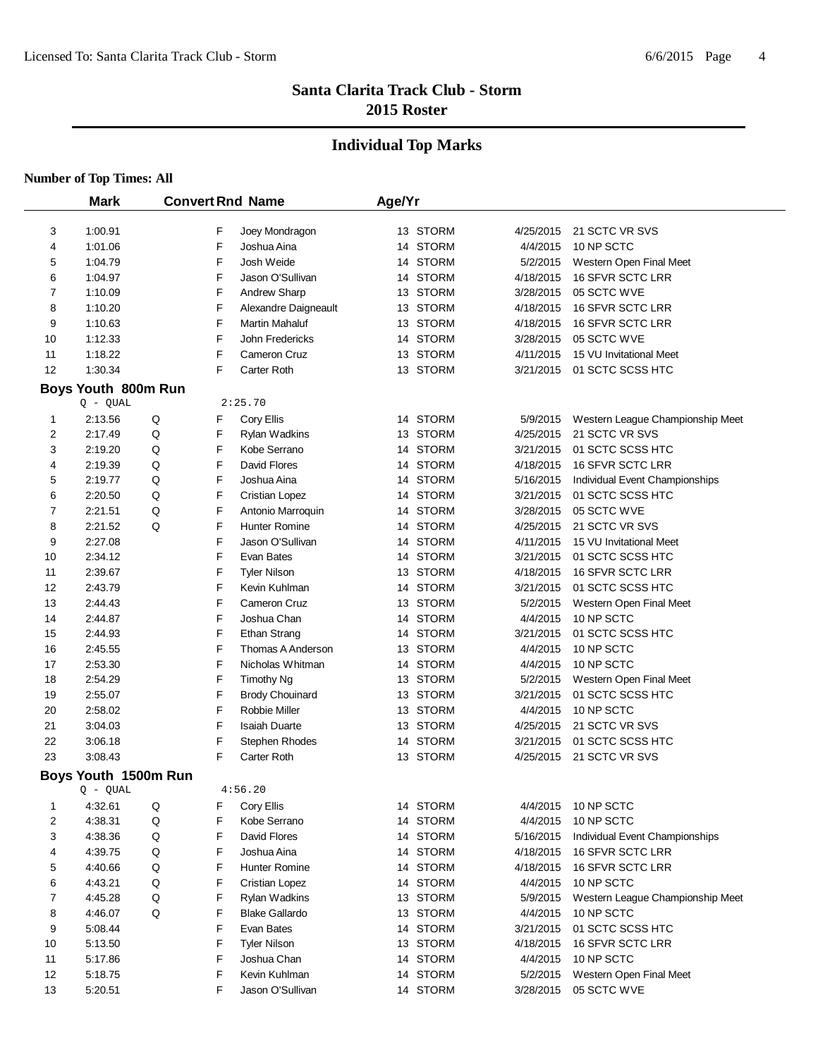**Santa Clarita Track Club - Storm**
**2015 Roster**

## Individual Top Marks

**Number of Top Times: All**

| | Mark | Convert | Rnd | Name | Age/Yr | Team | Date | Meet |
|---|---|---|---|---|---|---|---|---|
| 3 | 1:00.91 | | F | Joey Mondragon | 13 | STORM | 4/25/2015 | 21 SCTC VR SVS |
| 4 | 1:01.06 | | F | Joshua Aina | 14 | STORM | 4/4/2015 | 10 NP SCTC |
| 5 | 1:04.79 | | F | Josh Weide | 14 | STORM | 5/2/2015 | Western Open Final Meet |
| 6 | 1:04.97 | | F | Jason O'Sullivan | 14 | STORM | 4/18/2015 | 16 SFVR SCTC LRR |
| 7 | 1:10.09 | | F | Andrew Sharp | 13 | STORM | 3/28/2015 | 05 SCTC WVE |
| 8 | 1:10.20 | | F | Alexandre Daigneault | 13 | STORM | 4/18/2015 | 16 SFVR SCTC LRR |
| 9 | 1:10.63 | | F | Martin Mahaluf | 13 | STORM | 4/18/2015 | 16 SFVR SCTC LRR |
| 10 | 1:12.33 | | F | John Fredericks | 14 | STORM | 3/28/2015 | 05 SCTC WVE |
| 11 | 1:18.22 | | F | Cameron Cruz | 13 | STORM | 4/11/2015 | 15 VU Invitational Meet |
| 12 | 1:30.34 | | F | Carter Roth | 13 | STORM | 3/21/2015 | 01 SCTC SCSS HTC |

### Boys Youth 800m Run

Q - QUAL 2:25.70

| | Mark | Convert | Rnd | Name | Age/Yr | Team | Date | Meet |
|---|---|---|---|---|---|---|---|---|
| 1 | 2:13.56 | Q | F | Cory Ellis | 14 | STORM | 5/9/2015 | Western League Championship Meet |
| 2 | 2:17.49 | Q | F | Rylan Wadkins | 13 | STORM | 4/25/2015 | 21 SCTC VR SVS |
| 3 | 2:19.20 | Q | F | Kobe Serrano | 14 | STORM | 3/21/2015 | 01 SCTC SCSS HTC |
| 4 | 2:19.39 | Q | F | David Flores | 14 | STORM | 4/18/2015 | 16 SFVR SCTC LRR |
| 5 | 2:19.77 | Q | F | Joshua Aina | 14 | STORM | 5/16/2015 | Individual Event Championships |
| 6 | 2:20.50 | Q | F | Cristian Lopez | 14 | STORM | 3/21/2015 | 01 SCTC SCSS HTC |
| 7 | 2:21.51 | Q | F | Antonio Marroquin | 14 | STORM | 3/28/2015 | 05 SCTC WVE |
| 8 | 2:21.52 | Q | F | Hunter Romine | 14 | STORM | 4/25/2015 | 21 SCTC VR SVS |
| 9 | 2:27.08 | | F | Jason O'Sullivan | 14 | STORM | 4/11/2015 | 15 VU Invitational Meet |
| 10 | 2:34.12 | | F | Evan Bates | 14 | STORM | 3/21/2015 | 01 SCTC SCSS HTC |
| 11 | 2:39.67 | | F | Tyler Nilson | 13 | STORM | 4/18/2015 | 16 SFVR SCTC LRR |
| 12 | 2:43.79 | | F | Kevin Kuhlman | 14 | STORM | 3/21/2015 | 01 SCTC SCSS HTC |
| 13 | 2:44.43 | | F | Cameron Cruz | 13 | STORM | 5/2/2015 | Western Open Final Meet |
| 14 | 2:44.87 | | F | Joshua Chan | 14 | STORM | 4/4/2015 | 10 NP SCTC |
| 15 | 2:44.93 | | F | Ethan Strang | 14 | STORM | 3/21/2015 | 01 SCTC SCSS HTC |
| 16 | 2:45.55 | | F | Thomas A Anderson | 13 | STORM | 4/4/2015 | 10 NP SCTC |
| 17 | 2:53.30 | | F | Nicholas Whitman | 14 | STORM | 4/4/2015 | 10 NP SCTC |
| 18 | 2:54.29 | | F | Timothy Ng | 13 | STORM | 5/2/2015 | Western Open Final Meet |
| 19 | 2:55.07 | | F | Brody Chouinard | 13 | STORM | 3/21/2015 | 01 SCTC SCSS HTC |
| 20 | 2:58.02 | | F | Robbie Miller | 13 | STORM | 4/4/2015 | 10 NP SCTC |
| 21 | 3:04.03 | | F | Isaiah Duarte | 13 | STORM | 4/25/2015 | 21 SCTC VR SVS |
| 22 | 3:06.18 | | F | Stephen Rhodes | 14 | STORM | 3/21/2015 | 01 SCTC SCSS HTC |
| 23 | 3:08.43 | | F | Carter Roth | 13 | STORM | 4/25/2015 | 21 SCTC VR SVS |

### Boys Youth 1500m Run

Q - QUAL 4:56.20

| | Mark | Convert | Rnd | Name | Age/Yr | Team | Date | Meet |
|---|---|---|---|---|---|---|---|---|
| 1 | 4:32.61 | Q | F | Cory Ellis | 14 | STORM | 4/4/2015 | 10 NP SCTC |
| 2 | 4:38.31 | Q | F | Kobe Serrano | 14 | STORM | 4/4/2015 | 10 NP SCTC |
| 3 | 4:38.36 | Q | F | David Flores | 14 | STORM | 5/16/2015 | Individual Event Championships |
| 4 | 4:39.75 | Q | F | Joshua Aina | 14 | STORM | 4/18/2015 | 16 SFVR SCTC LRR |
| 5 | 4:40.66 | Q | F | Hunter Romine | 14 | STORM | 4/18/2015 | 16 SFVR SCTC LRR |
| 6 | 4:43.21 | Q | F | Cristian Lopez | 14 | STORM | 4/4/2015 | 10 NP SCTC |
| 7 | 4:45.28 | Q | F | Rylan Wadkins | 13 | STORM | 5/9/2015 | Western League Championship Meet |
| 8 | 4:46.07 | Q | F | Blake Gallardo | 13 | STORM | 4/4/2015 | 10 NP SCTC |
| 9 | 5:08.44 | | F | Evan Bates | 14 | STORM | 3/21/2015 | 01 SCTC SCSS HTC |
| 10 | 5:13.50 | | F | Tyler Nilson | 13 | STORM | 4/18/2015 | 16 SFVR SCTC LRR |
| 11 | 5:17.86 | | F | Joshua Chan | 14 | STORM | 4/4/2015 | 10 NP SCTC |
| 12 | 5:18.75 | | F | Kevin Kuhlman | 14 | STORM | 5/2/2015 | Western Open Final Meet |
| 13 | 5:20.51 | | F | Jason O'Sullivan | 14 | STORM | 3/28/2015 | 05 SCTC WVE |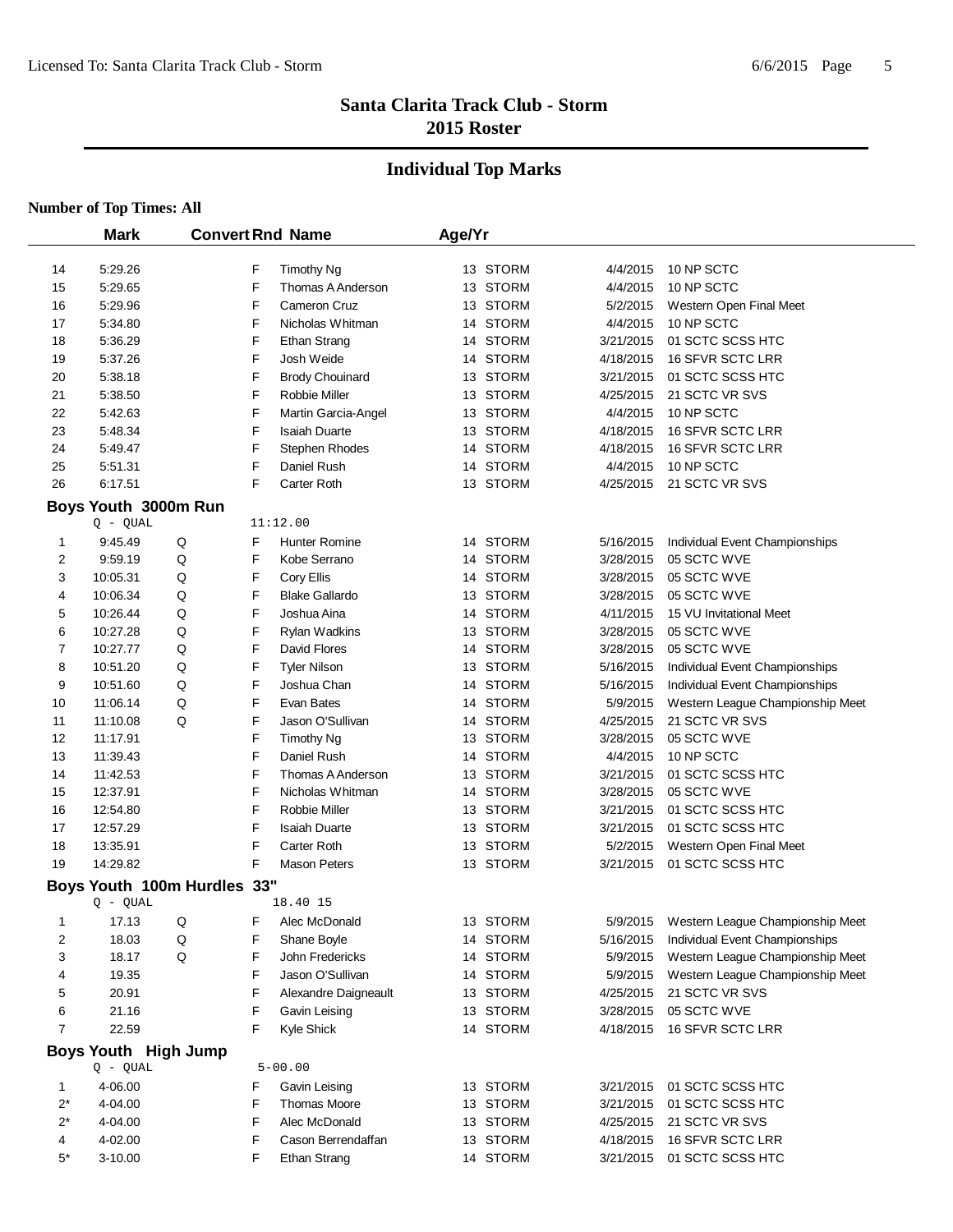# Santa Clarita Track Club - Storm
## 2015 Roster

## Individual Top Marks

**Number of Top Times: All**

| | Mark | Convert | Rnd | Name | Age/Yr | | Date | Meet |
|---|---|---|---|---|---|---|---|---|
| 14 | 5:29.26 | | F | Timothy Ng | 13 | STORM | 4/4/2015 | 10 NP SCTC |
| 15 | 5:29.65 | | F | Thomas A Anderson | 13 | STORM | 4/4/2015 | 10 NP SCTC |
| 16 | 5:29.96 | | F | Cameron Cruz | 13 | STORM | 5/2/2015 | Western Open Final Meet |
| 17 | 5:34.80 | | F | Nicholas Whitman | 14 | STORM | 4/4/2015 | 10 NP SCTC |
| 18 | 5:36.29 | | F | Ethan Strang | 14 | STORM | 3/21/2015 | 01 SCTC SCSS HTC |
| 19 | 5:37.26 | | F | Josh Weide | 14 | STORM | 4/18/2015 | 16 SFVR SCTC LRR |
| 20 | 5:38.18 | | F | Brody Chouinard | 13 | STORM | 3/21/2015 | 01 SCTC SCSS HTC |
| 21 | 5:38.50 | | F | Robbie Miller | 13 | STORM | 4/25/2015 | 21 SCTC VR SVS |
| 22 | 5:42.63 | | F | Martin Garcia-Angel | 13 | STORM | 4/4/2015 | 10 NP SCTC |
| 23 | 5:48.34 | | F | Isaiah Duarte | 13 | STORM | 4/18/2015 | 16 SFVR SCTC LRR |
| 24 | 5:49.47 | | F | Stephen Rhodes | 14 | STORM | 4/18/2015 | 16 SFVR SCTC LRR |
| 25 | 5:51.31 | | F | Daniel Rush | 14 | STORM | 4/4/2015 | 10 NP SCTC |
| 26 | 6:17.51 | | F | Carter Roth | 13 | STORM | 4/25/2015 | 21 SCTC VR SVS |

### Boys Youth 3000m Run

Q - QUAL 11:12.00

| | Mark | Convert | Rnd | Name | Age/Yr | | Date | Meet |
|---|---|---|---|---|---|---|---|---|
| 1 | 9:45.49 | Q | F | Hunter Romine | 14 | STORM | 5/16/2015 | Individual Event Championships |
| 2 | 9:59.19 | Q | F | Kobe Serrano | 14 | STORM | 3/28/2015 | 05 SCTC WVE |
| 3 | 10:05.31 | Q | F | Cory Ellis | 14 | STORM | 3/28/2015 | 05 SCTC WVE |
| 4 | 10:06.34 | Q | F | Blake Gallardo | 13 | STORM | 3/28/2015 | 05 SCTC WVE |
| 5 | 10:26.44 | Q | F | Joshua Aina | 14 | STORM | 4/11/2015 | 15 VU Invitational Meet |
| 6 | 10:27.28 | Q | F | Rylan Wadkins | 13 | STORM | 3/28/2015 | 05 SCTC WVE |
| 7 | 10:27.77 | Q | F | David Flores | 14 | STORM | 3/28/2015 | 05 SCTC WVE |
| 8 | 10:51.20 | Q | F | Tyler Nilson | 13 | STORM | 5/16/2015 | Individual Event Championships |
| 9 | 10:51.60 | Q | F | Joshua Chan | 14 | STORM | 5/16/2015 | Individual Event Championships |
| 10 | 11:06.14 | Q | F | Evan Bates | 14 | STORM | 5/9/2015 | Western League Championship Meet |
| 11 | 11:10.08 | Q | F | Jason O'Sullivan | 14 | STORM | 4/25/2015 | 21 SCTC VR SVS |
| 12 | 11:17.91 | | F | Timothy Ng | 13 | STORM | 3/28/2015 | 05 SCTC WVE |
| 13 | 11:39.43 | | F | Daniel Rush | 14 | STORM | 4/4/2015 | 10 NP SCTC |
| 14 | 11:42.53 | | F | Thomas A Anderson | 13 | STORM | 3/21/2015 | 01 SCTC SCSS HTC |
| 15 | 12:37.91 | | F | Nicholas Whitman | 14 | STORM | 3/28/2015 | 05 SCTC WVE |
| 16 | 12:54.80 | | F | Robbie Miller | 13 | STORM | 3/21/2015 | 01 SCTC SCSS HTC |
| 17 | 12:57.29 | | F | Isaiah Duarte | 13 | STORM | 3/21/2015 | 01 SCTC SCSS HTC |
| 18 | 13:35.91 | | F | Carter Roth | 13 | STORM | 5/2/2015 | Western Open Final Meet |
| 19 | 14:29.82 | | F | Mason Peters | 13 | STORM | 3/21/2015 | 01 SCTC SCSS HTC |

### Boys Youth 100m Hurdles 33"

Q - QUAL 18.40 15

| | Mark | Convert | Rnd | Name | Age/Yr | | Date | Meet |
|---|---|---|---|---|---|---|---|---|
| 1 | 17.13 | Q | F | Alec McDonald | 13 | STORM | 5/9/2015 | Western League Championship Meet |
| 2 | 18.03 | Q | F | Shane Boyle | 14 | STORM | 5/16/2015 | Individual Event Championships |
| 3 | 18.17 | Q | F | John Fredericks | 14 | STORM | 5/9/2015 | Western League Championship Meet |
| 4 | 19.35 | | F | Jason O'Sullivan | 14 | STORM | 5/9/2015 | Western League Championship Meet |
| 5 | 20.91 | | F | Alexandre Daigneault | 13 | STORM | 4/25/2015 | 21 SCTC VR SVS |
| 6 | 21.16 | | F | Gavin Leising | 13 | STORM | 3/28/2015 | 05 SCTC WVE |
| 7 | 22.59 | | F | Kyle Shick | 14 | STORM | 4/18/2015 | 16 SFVR SCTC LRR |

### Boys Youth High Jump

Q - QUAL 5-00.00

| | Mark | Convert | Rnd | Name | Age/Yr | | Date | Meet |
|---|---|---|---|---|---|---|---|---|
| 1 | 4-06.00 | | F | Gavin Leising | 13 | STORM | 3/21/2015 | 01 SCTC SCSS HTC |
| 2* | 4-04.00 | | F | Thomas Moore | 13 | STORM | 3/21/2015 | 01 SCTC SCSS HTC |
| 2* | 4-04.00 | | F | Alec McDonald | 13 | STORM | 4/25/2015 | 21 SCTC VR SVS |
| 4 | 4-02.00 | | F | Cason Berrendaffan | 13 | STORM | 4/18/2015 | 16 SFVR SCTC LRR |
| 5* | 3-10.00 | | F | Ethan Strang | 14 | STORM | 3/21/2015 | 01 SCTC SCSS HTC |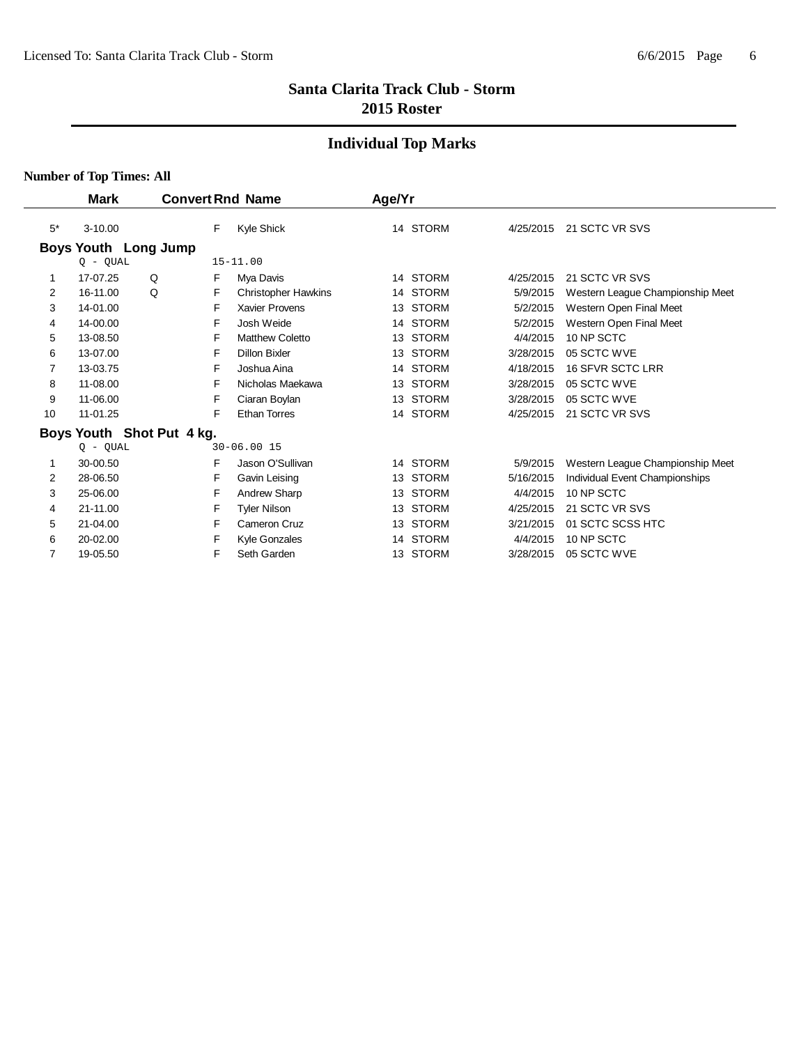# Santa Clarita Track Club - Storm
## 2015 Roster

## Individual Top Marks

**Number of Top Times: All**

| | Mark | Convert | Rnd | Name | Age/Yr | | | |
|---|---|---|---|---|---|---|---|---|
| 5* | 3-10.00 | | F | Kyle Shick | 14 | STORM | 4/25/2015 | 21 SCTC VR SVS |

### Boys Youth Long Jump

Q - QUAL 15-11.00

| | Mark | Convert | Rnd | Name | Age/Yr | | | |
|---|---|---|---|---|---|---|---|---|
| 1 | 17-07.25 | Q | F | Mya Davis | 14 | STORM | 4/25/2015 | 21 SCTC VR SVS |
| 2 | 16-11.00 | Q | F | Christopher Hawkins | 14 | STORM | 5/9/2015 | Western League Championship Meet |
| 3 | 14-01.00 | | F | Xavier Provens | 13 | STORM | 5/2/2015 | Western Open Final Meet |
| 4 | 14-00.00 | | F | Josh Weide | 14 | STORM | 5/2/2015 | Western Open Final Meet |
| 5 | 13-08.50 | | F | Matthew Coletto | 13 | STORM | 4/4/2015 | 10 NP SCTC |
| 6 | 13-07.00 | | F | Dillon Bixler | 13 | STORM | 3/28/2015 | 05 SCTC WVE |
| 7 | 13-03.75 | | F | Joshua Aina | 14 | STORM | 4/18/2015 | 16 SFVR SCTC LRR |
| 8 | 11-08.00 | | F | Nicholas Maekawa | 13 | STORM | 3/28/2015 | 05 SCTC WVE |
| 9 | 11-06.00 | | F | Ciaran Boylan | 13 | STORM | 3/28/2015 | 05 SCTC WVE |
| 10 | 11-01.25 | | F | Ethan Torres | 14 | STORM | 4/25/2015 | 21 SCTC VR SVS |

### Boys Youth Shot Put 4 kg.

Q - QUAL 30-06.00 15

| | Mark | Convert | Rnd | Name | Age/Yr | | | |
|---|---|---|---|---|---|---|---|---|
| 1 | 30-00.50 | | F | Jason O'Sullivan | 14 | STORM | 5/9/2015 | Western League Championship Meet |
| 2 | 28-06.50 | | F | Gavin Leising | 13 | STORM | 5/16/2015 | Individual Event Championships |
| 3 | 25-06.00 | | F | Andrew Sharp | 13 | STORM | 4/4/2015 | 10 NP SCTC |
| 4 | 21-11.00 | | F | Tyler Nilson | 13 | STORM | 4/25/2015 | 21 SCTC VR SVS |
| 5 | 21-04.00 | | F | Cameron Cruz | 13 | STORM | 3/21/2015 | 01 SCTC SCSS HTC |
| 6 | 20-02.00 | | F | Kyle Gonzales | 14 | STORM | 4/4/2015 | 10 NP SCTC |
| 7 | 19-05.50 | | F | Seth Garden | 13 | STORM | 3/28/2015 | 05 SCTC WVE |